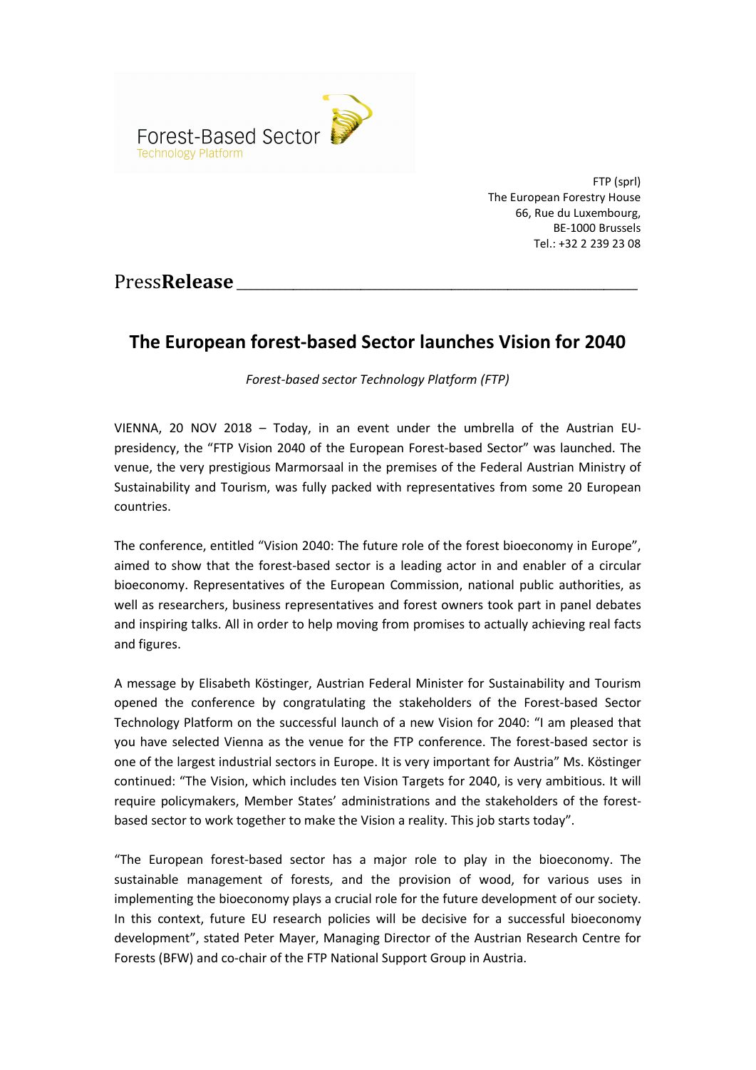Forest-Based Sector
Technology Platform

FTP (sprl)
The European Forestry House
66, Rue du Luxembourg,
BE-1000 Brussels
Tel.: +32 2 239 23 08

Press**Release**

# The European forest-based Sector launches Vision for 2040

*Forest-based sector Technology Platform (FTP)*

VIENNA, 20 NOV 2018 – Today, in an event under the umbrella of the Austrian EU-presidency, the "FTP Vision 2040 of the European Forest-based Sector" was launched. The venue, the very prestigious Marmorsaal in the premises of the Federal Austrian Ministry of Sustainability and Tourism, was fully packed with representatives from some 20 European countries.

The conference, entitled "Vision 2040: The future role of the forest bioeconomy in Europe", aimed to show that the forest-based sector is a leading actor in and enabler of a circular bioeconomy. Representatives of the European Commission, national public authorities, as well as researchers, business representatives and forest owners took part in panel debates and inspiring talks. All in order to help moving from promises to actually achieving real facts and figures.

A message by Elisabeth Köstinger, Austrian Federal Minister for Sustainability and Tourism opened the conference by congratulating the stakeholders of the Forest-based Sector Technology Platform on the successful launch of a new Vision for 2040: "I am pleased that you have selected Vienna as the venue for the FTP conference. The forest-based sector is one of the largest industrial sectors in Europe. It is very important for Austria" Ms. Köstinger continued: "The Vision, which includes ten Vision Targets for 2040, is very ambitious. It will require policymakers, Member States' administrations and the stakeholders of the forest-based sector to work together to make the Vision a reality. This job starts today".

"The European forest-based sector has a major role to play in the bioeconomy. The sustainable management of forests, and the provision of wood, for various uses in implementing the bioeconomy plays a crucial role for the future development of our society. In this context, future EU research policies will be decisive for a successful bioeconomy development", stated Peter Mayer, Managing Director of the Austrian Research Centre for Forests (BFW) and co-chair of the FTP National Support Group in Austria.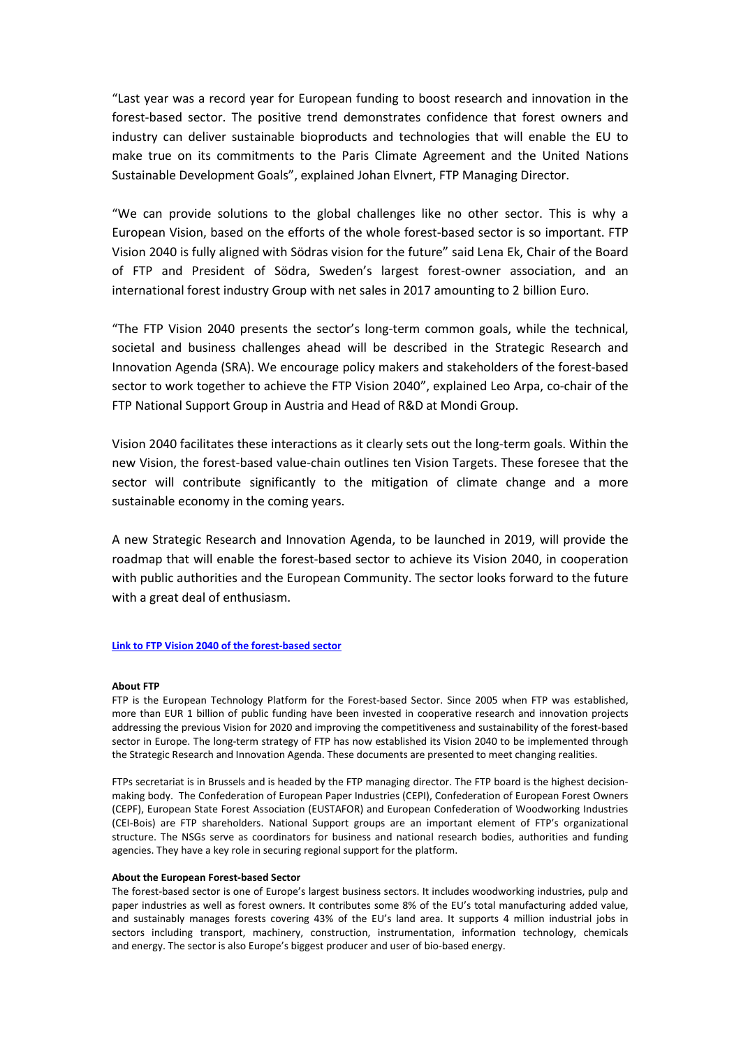"Last year was a record year for European funding to boost research and innovation in the forest-based sector. The positive trend demonstrates confidence that forest owners and industry can deliver sustainable bioproducts and technologies that will enable the EU to make true on its commitments to the Paris Climate Agreement and the United Nations Sustainable Development Goals", explained Johan Elvnert, FTP Managing Director.

"We can provide solutions to the global challenges like no other sector. This is why a European Vision, based on the efforts of the whole forest-based sector is so important. FTP Vision 2040 is fully aligned with Södras vision for the future" said Lena Ek, Chair of the Board of FTP and President of Södra, Sweden's largest forest-owner association, and an international forest industry Group with net sales in 2017 amounting to 2 billion Euro.

"The FTP Vision 2040 presents the sector's long-term common goals, while the technical, societal and business challenges ahead will be described in the Strategic Research and Innovation Agenda (SRA). We encourage policy makers and stakeholders of the forest-based sector to work together to achieve the FTP Vision 2040", explained Leo Arpa, co-chair of the FTP National Support Group in Austria and Head of R&D at Mondi Group.

Vision 2040 facilitates these interactions as it clearly sets out the long-term goals. Within the new Vision, the forest-based value-chain outlines ten Vision Targets. These foresee that the sector will contribute significantly to the mitigation of climate change and a more sustainable economy in the coming years.

A new Strategic Research and Innovation Agenda, to be launched in 2019, will provide the roadmap that will enable the forest-based sector to achieve its Vision 2040, in cooperation with public authorities and the European Community. The sector looks forward to the future with a great deal of enthusiasm.

**Link to FTP Vision 2040 of the forest-based sector**

**About FTP**

FTP is the European Technology Platform for the Forest-based Sector. Since 2005 when FTP was established, more than EUR 1 billion of public funding have been invested in cooperative research and innovation projects addressing the previous Vision for 2020 and improving the competitiveness and sustainability of the forest-based sector in Europe. The long-term strategy of FTP has now established its Vision 2040 to be implemented through the Strategic Research and Innovation Agenda. These documents are presented to meet changing realities.

FTPs secretariat is in Brussels and is headed by the FTP managing director. The FTP board is the highest decision-making body. The Confederation of European Paper Industries (CEPI), Confederation of European Forest Owners (CEPF), European State Forest Association (EUSTAFOR) and European Confederation of Woodworking Industries (CEI-Bois) are FTP shareholders. National Support groups are an important element of FTP's organizational structure. The NSGs serve as coordinators for business and national research bodies, authorities and funding agencies. They have a key role in securing regional support for the platform.

**About the European Forest-based Sector**

The forest-based sector is one of Europe's largest business sectors. It includes woodworking industries, pulp and paper industries as well as forest owners. It contributes some 8% of the EU's total manufacturing added value, and sustainably manages forests covering 43% of the EU's land area. It supports 4 million industrial jobs in sectors including transport, machinery, construction, instrumentation, information technology, chemicals and energy. The sector is also Europe's biggest producer and user of bio-based energy.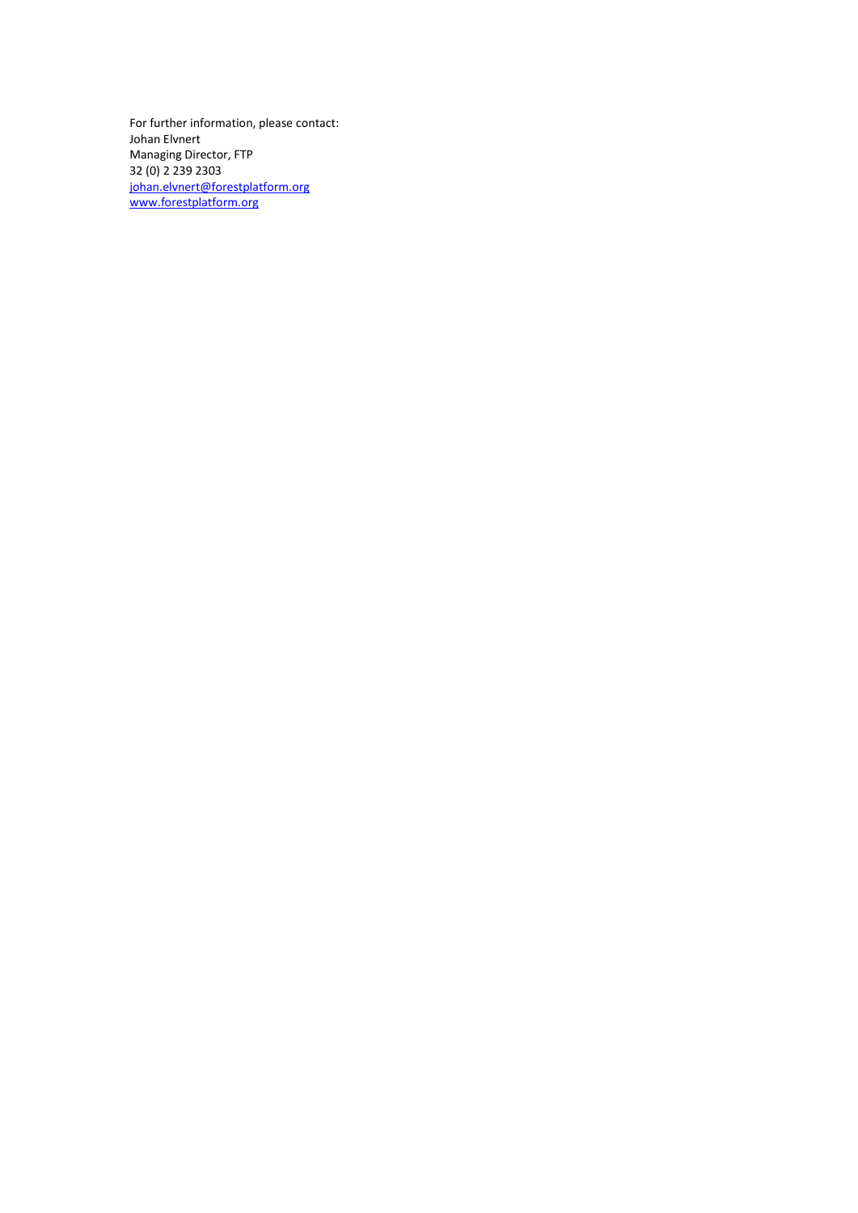For further information, please contact:
Johan Elvnert
Managing Director, FTP
32 (0) 2 239 2303
[johan.elvnert@forestplatform.org](mailto:johan.elvnert@forestplatform.org)
[www.forestplatform.org](http://www.forestplatform.org)